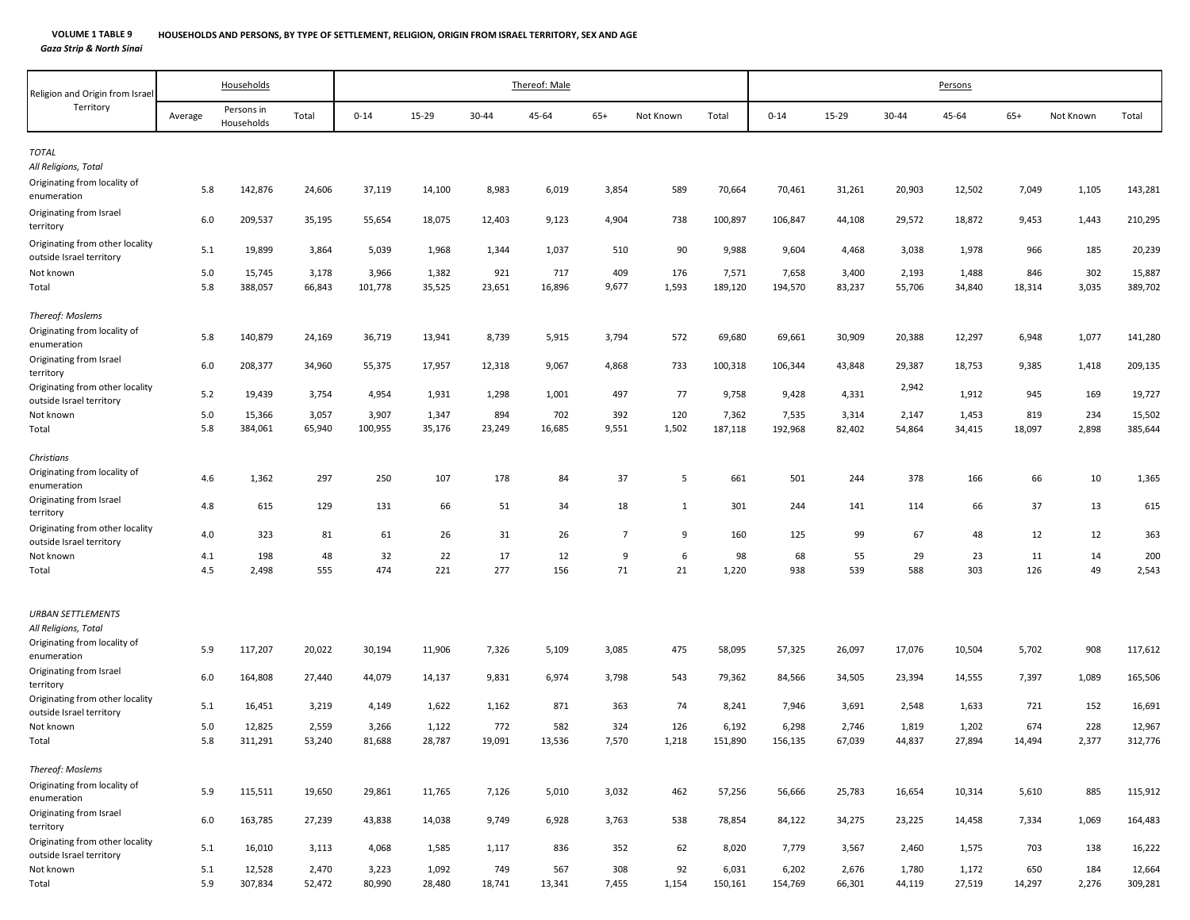**VOLUME 1 TABLE 9** **HOUSEHOLDS AND PERSONS, BY TYPE OF SETTLEMENT, RELIGION, ORIGIN FROM ISRAEL TERRITORY, SEX AND AGE**

*Gaza Strip & North Sinai*

| Religion and Origin from Israel Territory | Households | | | Thereof: Male | | | | | | | Persons | | | | | | |
|---|---|---|---|---|---|---|---|---|---|---|---|---|---|---|---|---|---|
| | Average | Persons in Households | Total | 0-14 | 15-29 | 30-44 | 45-64 | 65+ | Not Known | Total | 0-14 | 15-29 | 30-44 | 45-64 | 65+ | Not Known | Total |
| *TOTAL* | | | | | | | | | | | | | | | | | |
| *All Religions, Total* | | | | | | | | | | | | | | | | | |
| Originating from locality of enumeration | 5.8 | 142,876 | 24,606 | 37,119 | 14,100 | 8,983 | 6,019 | 3,854 | 589 | 70,664 | 70,461 | 31,261 | 20,903 | 12,502 | 7,049 | 1,105 | 143,281 |
| Originating from Israel territory | 6.0 | 209,537 | 35,195 | 55,654 | 18,075 | 12,403 | 9,123 | 4,904 | 738 | 100,897 | 106,847 | 44,108 | 29,572 | 18,872 | 9,453 | 1,443 | 210,295 |
| Originating from other locality outside Israel territory | 5.1 | 19,899 | 3,864 | 5,039 | 1,968 | 1,344 | 1,037 | 510 | 90 | 9,988 | 9,604 | 4,468 | 3,038 | 1,978 | 966 | 185 | 20,239 |
| Not known | 5.0 | 15,745 | 3,178 | 3,966 | 1,382 | 921 | 717 | 409 | 176 | 7,571 | 7,658 | 3,400 | 2,193 | 1,488 | 846 | 302 | 15,887 |
| Total | 5.8 | 388,057 | 66,843 | 101,778 | 35,525 | 23,651 | 16,896 | 9,677 | 1,593 | 189,120 | 194,570 | 83,237 | 55,706 | 34,840 | 18,314 | 3,035 | 389,702 |
| *Thereof: Moslems* | | | | | | | | | | | | | | | | | |
| Originating from locality of enumeration | 5.8 | 140,879 | 24,169 | 36,719 | 13,941 | 8,739 | 5,915 | 3,794 | 572 | 69,680 | 69,661 | 30,909 | 20,388 | 12,297 | 6,948 | 1,077 | 141,280 |
| Originating from Israel territory | 6.0 | 208,377 | 34,960 | 55,375 | 17,957 | 12,318 | 9,067 | 4,868 | 733 | 100,318 | 106,344 | 43,848 | 29,387 | 18,753 | 9,385 | 1,418 | 209,135 |
| Originating from other locality outside Israel territory | 5.2 | 19,439 | 3,754 | 4,954 | 1,931 | 1,298 | 1,001 | 497 | 77 | 9,758 | 9,428 | 4,331 | 2,942 | 1,912 | 945 | 169 | 19,727 |
| Not known | 5.0 | 15,366 | 3,057 | 3,907 | 1,347 | 894 | 702 | 392 | 120 | 7,362 | 7,535 | 3,314 | 2,147 | 1,453 | 819 | 234 | 15,502 |
| Total | 5.8 | 384,061 | 65,940 | 100,955 | 35,176 | 23,249 | 16,685 | 9,551 | 1,502 | 187,118 | 192,968 | 82,402 | 54,864 | 34,415 | 18,097 | 2,898 | 385,644 |
| *Christians* | | | | | | | | | | | | | | | | | |
| Originating from locality of enumeration | 4.6 | 1,362 | 297 | 250 | 107 | 178 | 84 | 37 | 5 | 661 | 501 | 244 | 378 | 166 | 66 | 10 | 1,365 |
| Originating from Israel territory | 4.8 | 615 | 129 | 131 | 66 | 51 | 34 | 18 | 1 | 301 | 244 | 141 | 114 | 66 | 37 | 13 | 615 |
| Originating from other locality outside Israel territory | 4.0 | 323 | 81 | 61 | 26 | 31 | 26 | 7 | 9 | 160 | 125 | 99 | 67 | 48 | 12 | 12 | 363 |
| Not known | 4.1 | 198 | 48 | 32 | 22 | 17 | 12 | 9 | 6 | 98 | 68 | 55 | 29 | 23 | 11 | 14 | 200 |
| Total | 4.5 | 2,498 | 555 | 474 | 221 | 277 | 156 | 71 | 21 | 1,220 | 938 | 539 | 588 | 303 | 126 | 49 | 2,543 |
| *URBAN SETTLEMENTS* | | | | | | | | | | | | | | | | | |
| *All Religions, Total* | | | | | | | | | | | | | | | | | |
| Originating from locality of enumeration | 5.9 | 117,207 | 20,022 | 30,194 | 11,906 | 7,326 | 5,109 | 3,085 | 475 | 58,095 | 57,325 | 26,097 | 17,076 | 10,504 | 5,702 | 908 | 117,612 |
| Originating from Israel territory | 6.0 | 164,808 | 27,440 | 44,079 | 14,137 | 9,831 | 6,974 | 3,798 | 543 | 79,362 | 84,566 | 34,505 | 23,394 | 14,555 | 7,397 | 1,089 | 165,506 |
| Originating from other locality outside Israel territory | 5.1 | 16,451 | 3,219 | 4,149 | 1,622 | 1,162 | 871 | 363 | 74 | 8,241 | 7,946 | 3,691 | 2,548 | 1,633 | 721 | 152 | 16,691 |
| Not known | 5.0 | 12,825 | 2,559 | 3,266 | 1,122 | 772 | 582 | 324 | 126 | 6,192 | 6,298 | 2,746 | 1,819 | 1,202 | 674 | 228 | 12,967 |
| Total | 5.8 | 311,291 | 53,240 | 81,688 | 28,787 | 19,091 | 13,536 | 7,570 | 1,218 | 151,890 | 156,135 | 67,039 | 44,837 | 27,894 | 14,494 | 2,377 | 312,776 |
| *Thereof: Moslems* | | | | | | | | | | | | | | | | | |
| Originating from locality of enumeration | 5.9 | 115,511 | 19,650 | 29,861 | 11,765 | 7,126 | 5,010 | 3,032 | 462 | 57,256 | 56,666 | 25,783 | 16,654 | 10,314 | 5,610 | 885 | 115,912 |
| Originating from Israel territory | 6.0 | 163,785 | 27,239 | 43,838 | 14,038 | 9,749 | 6,928 | 3,763 | 538 | 78,854 | 84,122 | 34,275 | 23,225 | 14,458 | 7,334 | 1,069 | 164,483 |
| Originating from other locality outside Israel territory | 5.1 | 16,010 | 3,113 | 4,068 | 1,585 | 1,117 | 836 | 352 | 62 | 8,020 | 7,779 | 3,567 | 2,460 | 1,575 | 703 | 138 | 16,222 |
| Not known | 5.1 | 12,528 | 2,470 | 3,223 | 1,092 | 749 | 567 | 308 | 92 | 6,031 | 6,202 | 2,676 | 1,780 | 1,172 | 650 | 184 | 12,664 |
| Total | 5.9 | 307,834 | 52,472 | 80,990 | 28,480 | 18,741 | 13,341 | 7,455 | 1,154 | 150,161 | 154,769 | 66,301 | 44,119 | 27,519 | 14,297 | 2,276 | 309,281 |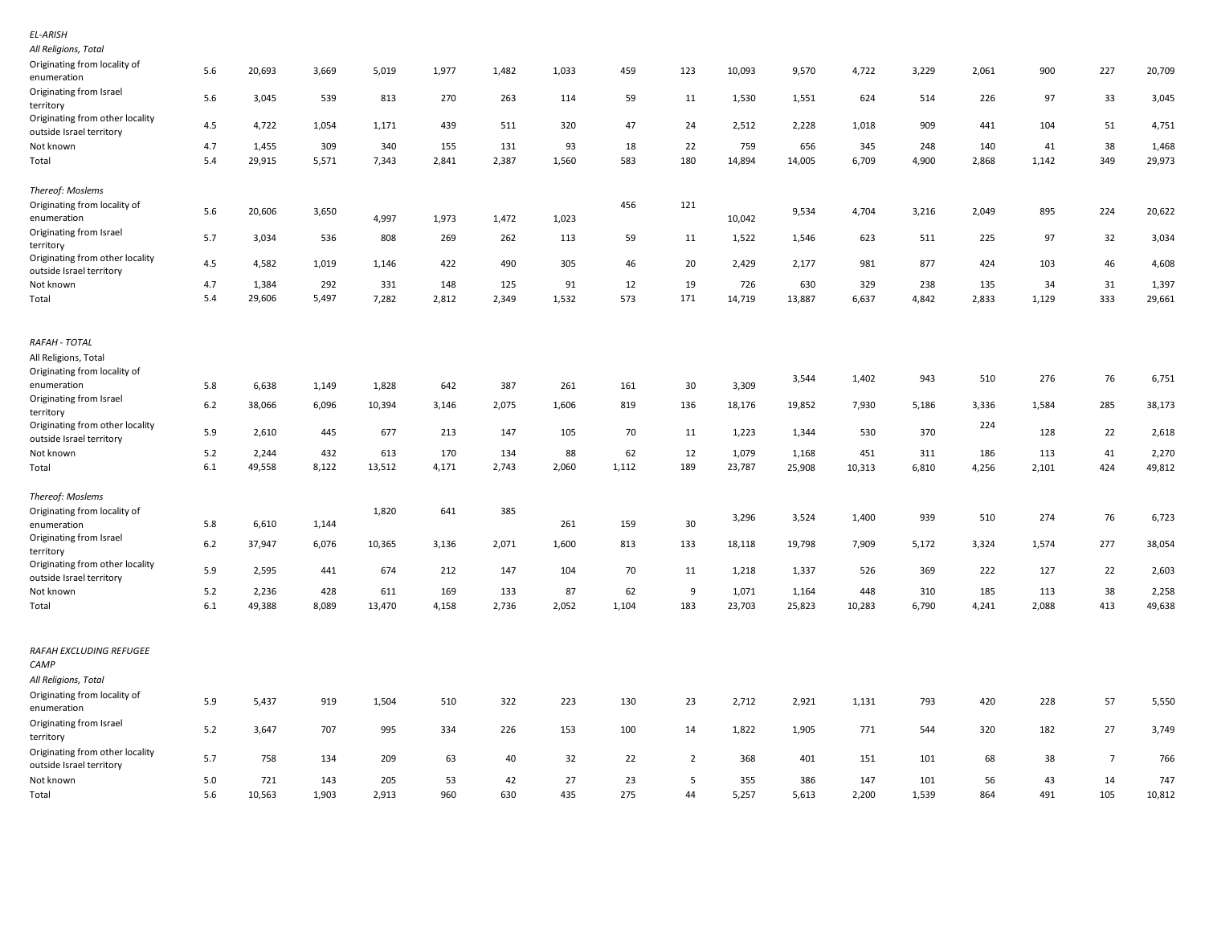| | | | | | | | | | | | | | | | | | |
|---|---|---|---|---|---|---|---|---|---|---|---|---|---|---|---|---|---|
| *EL-ARISH* | | | | | | | | | | | | | | | | | |
| *All Religions, Total* | | | | | | | | | | | | | | | | | |
| Originating from locality of enumeration | 5.6 | 20,693 | 3,669 | 5,019 | 1,977 | 1,482 | 1,033 | 459 | 123 | 10,093 | 9,570 | 4,722 | 3,229 | 2,061 | 900 | 227 | 20,709 |
| Originating from Israel territory | 5.6 | 3,045 | 539 | 813 | 270 | 263 | 114 | 59 | 11 | 1,530 | 1,551 | 624 | 514 | 226 | 97 | 33 | 3,045 |
| Originating from other locality outside Israel territory | 4.5 | 4,722 | 1,054 | 1,171 | 439 | 511 | 320 | 47 | 24 | 2,512 | 2,228 | 1,018 | 909 | 441 | 104 | 51 | 4,751 |
| Not known | 4.7 | 1,455 | 309 | 340 | 155 | 131 | 93 | 18 | 22 | 759 | 656 | 345 | 248 | 140 | 41 | 38 | 1,468 |
| Total | 5.4 | 29,915 | 5,571 | 7,343 | 2,841 | 2,387 | 1,560 | 583 | 180 | 14,894 | 14,005 | 6,709 | 4,900 | 2,868 | 1,142 | 349 | 29,973 |
| *Thereof: Moslems* | | | | | | | | | | | | | | | | | |
| Originating from locality of enumeration | 5.6 | 20,606 | 3,650 | 4,997 | 1,973 | 1,472 | 1,023 | 456 | 121 | 10,042 | 9,534 | 4,704 | 3,216 | 2,049 | 895 | 224 | 20,622 |
| Originating from Israel territory | 5.7 | 3,034 | 536 | 808 | 269 | 262 | 113 | 59 | 11 | 1,522 | 1,546 | 623 | 511 | 225 | 97 | 32 | 3,034 |
| Originating from other locality outside Israel territory | 4.5 | 4,582 | 1,019 | 1,146 | 422 | 490 | 305 | 46 | 20 | 2,429 | 2,177 | 981 | 877 | 424 | 103 | 46 | 4,608 |
| Not known | 4.7 | 1,384 | 292 | 331 | 148 | 125 | 91 | 12 | 19 | 726 | 630 | 329 | 238 | 135 | 34 | 31 | 1,397 |
| Total | 5.4 | 29,606 | 5,497 | 7,282 | 2,812 | 2,349 | 1,532 | 573 | 171 | 14,719 | 13,887 | 6,637 | 4,842 | 2,833 | 1,129 | 333 | 29,661 |
| *RAFAH - TOTAL* | | | | | | | | | | | | | | | | | |
| All Religions, Total | | | | | | | | | | | | | | | | | |
| Originating from locality of enumeration | 5.8 | 6,638 | 1,149 | 1,828 | 642 | 387 | 261 | 161 | 30 | 3,309 | 3,544 | 1,402 | 943 | 510 | 276 | 76 | 6,751 |
| Originating from Israel territory | 6.2 | 38,066 | 6,096 | 10,394 | 3,146 | 2,075 | 1,606 | 819 | 136 | 18,176 | 19,852 | 7,930 | 5,186 | 3,336 | 1,584 | 285 | 38,173 |
| Originating from other locality outside Israel territory | 5.9 | 2,610 | 445 | 677 | 213 | 147 | 105 | 70 | 11 | 1,223 | 1,344 | 530 | 370 | 224 | 128 | 22 | 2,618 |
| Not known | 5.2 | 2,244 | 432 | 613 | 170 | 134 | 88 | 62 | 12 | 1,079 | 1,168 | 451 | 311 | 186 | 113 | 41 | 2,270 |
| Total | 6.1 | 49,558 | 8,122 | 13,512 | 4,171 | 2,743 | 2,060 | 1,112 | 189 | 23,787 | 25,908 | 10,313 | 6,810 | 4,256 | 2,101 | 424 | 49,812 |
| *Thereof: Moslems* | | | | | | | | | | | | | | | | | |
| Originating from locality of enumeration | 5.8 | 6,610 | 1,144 | 1,820 | 641 | 385 | 261 | 159 | 30 | 3,296 | 3,524 | 1,400 | 939 | 510 | 274 | 76 | 6,723 |
| Originating from Israel territory | 6.2 | 37,947 | 6,076 | 10,365 | 3,136 | 2,071 | 1,600 | 813 | 133 | 18,118 | 19,798 | 7,909 | 5,172 | 3,324 | 1,574 | 277 | 38,054 |
| Originating from other locality outside Israel territory | 5.9 | 2,595 | 441 | 674 | 212 | 147 | 104 | 70 | 11 | 1,218 | 1,337 | 526 | 369 | 222 | 127 | 22 | 2,603 |
| Not known | 5.2 | 2,236 | 428 | 611 | 169 | 133 | 87 | 62 | 9 | 1,071 | 1,164 | 448 | 310 | 185 | 113 | 38 | 2,258 |
| Total | 6.1 | 49,388 | 8,089 | 13,470 | 4,158 | 2,736 | 2,052 | 1,104 | 183 | 23,703 | 25,823 | 10,283 | 6,790 | 4,241 | 2,088 | 413 | 49,638 |
| *RAFAH EXCLUDING REFUGEE CAMP* | | | | | | | | | | | | | | | | | |
| *All Religions, Total* | | | | | | | | | | | | | | | | | |
| Originating from locality of enumeration | 5.9 | 5,437 | 919 | 1,504 | 510 | 322 | 223 | 130 | 23 | 2,712 | 2,921 | 1,131 | 793 | 420 | 228 | 57 | 5,550 |
| Originating from Israel territory | 5.2 | 3,647 | 707 | 995 | 334 | 226 | 153 | 100 | 14 | 1,822 | 1,905 | 771 | 544 | 320 | 182 | 27 | 3,749 |
| Originating from other locality outside Israel territory | 5.7 | 758 | 134 | 209 | 63 | 40 | 32 | 22 | 2 | 368 | 401 | 151 | 101 | 68 | 38 | 7 | 766 |
| Not known | 5.0 | 721 | 143 | 205 | 53 | 42 | 27 | 23 | 5 | 355 | 386 | 147 | 101 | 56 | 43 | 14 | 747 |
| Total | 5.6 | 10,563 | 1,903 | 2,913 | 960 | 630 | 435 | 275 | 44 | 5,257 | 5,613 | 2,200 | 1,539 | 864 | 491 | 105 | 10,812 |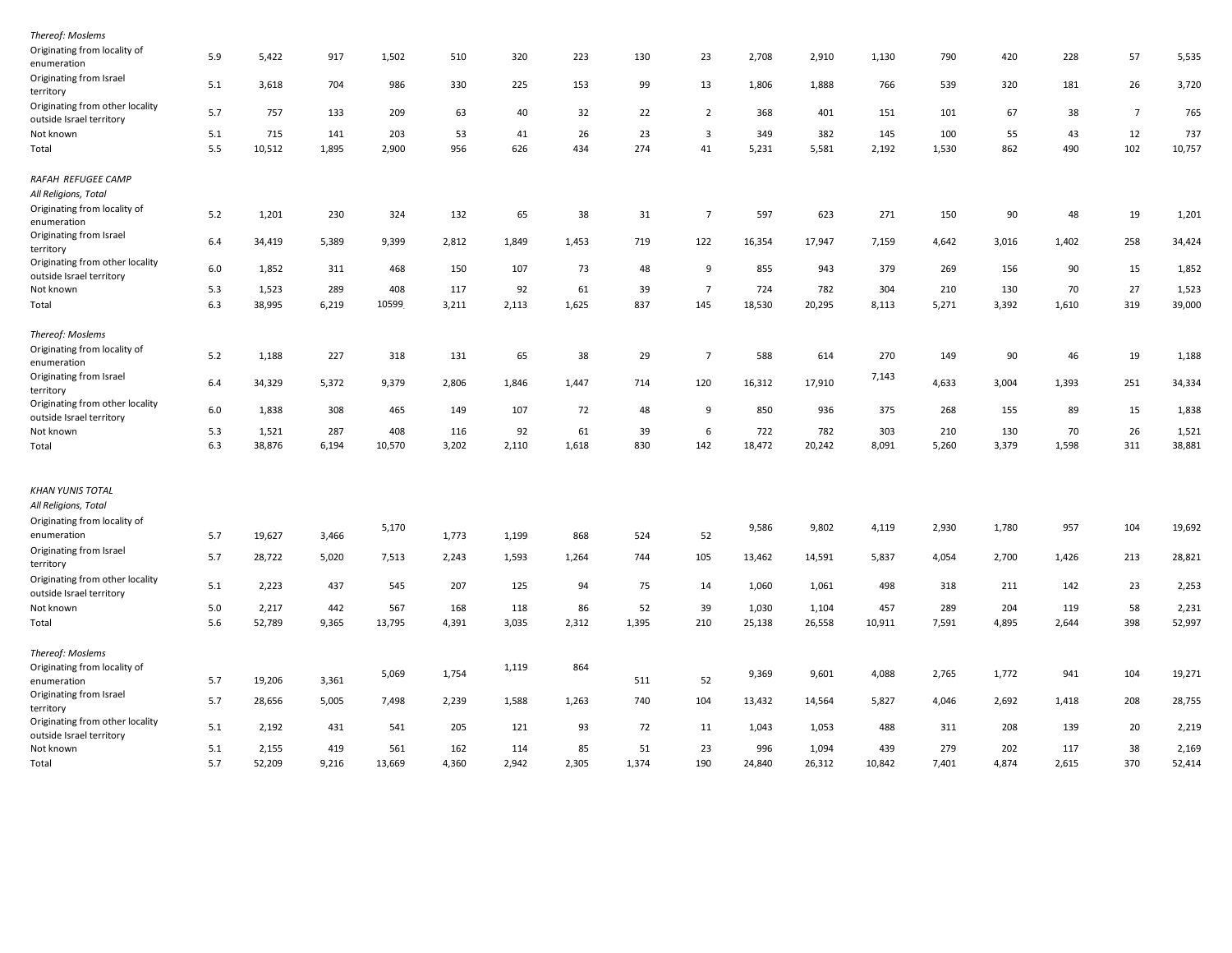| | | | | | | | | | | | | | | | | | |
|---|---|---|---|---|---|---|---|---|---|---|---|---|---|---|---|---|---|
| *Thereof: Moslems* | | | | | | | | | | | | | | | | | |
| Originating from locality of enumeration | 5.9 | 5,422 | 917 | 1,502 | 510 | 320 | 223 | 130 | 23 | 2,708 | 2,910 | 1,130 | 790 | 420 | 228 | 57 | 5,535 |
| Originating from Israel territory | 5.1 | 3,618 | 704 | 986 | 330 | 225 | 153 | 99 | 13 | 1,806 | 1,888 | 766 | 539 | 320 | 181 | 26 | 3,720 |
| Originating from other locality outside Israel territory | 5.7 | 757 | 133 | 209 | 63 | 40 | 32 | 22 | 2 | 368 | 401 | 151 | 101 | 67 | 38 | 7 | 765 |
| Not known | 5.1 | 715 | 141 | 203 | 53 | 41 | 26 | 23 | 3 | 349 | 382 | 145 | 100 | 55 | 43 | 12 | 737 |
| Total | 5.5 | 10,512 | 1,895 | 2,900 | 956 | 626 | 434 | 274 | 41 | 5,231 | 5,581 | 2,192 | 1,530 | 862 | 490 | 102 | 10,757 |
| *RAFAH REFUGEE CAMP* | | | | | | | | | | | | | | | | | |
| *All Religions, Total* | | | | | | | | | | | | | | | | | |
| Originating from locality of enumeration | 5.2 | 1,201 | 230 | 324 | 132 | 65 | 38 | 31 | 7 | 597 | 623 | 271 | 150 | 90 | 48 | 19 | 1,201 |
| Originating from Israel territory | 6.4 | 34,419 | 5,389 | 9,399 | 2,812 | 1,849 | 1,453 | 719 | 122 | 16,354 | 17,947 | 7,159 | 4,642 | 3,016 | 1,402 | 258 | 34,424 |
| Originating from other locality outside Israel territory | 6.0 | 1,852 | 311 | 468 | 150 | 107 | 73 | 48 | 9 | 855 | 943 | 379 | 269 | 156 | 90 | 15 | 1,852 |
| Not known | 5.3 | 1,523 | 289 | 408 | 117 | 92 | 61 | 39 | 7 | 724 | 782 | 304 | 210 | 130 | 70 | 27 | 1,523 |
| Total | 6.3 | 38,995 | 6,219 | 10599 | 3,211 | 2,113 | 1,625 | 837 | 145 | 18,530 | 20,295 | 8,113 | 5,271 | 3,392 | 1,610 | 319 | 39,000 |
| *Thereof: Moslems* | | | | | | | | | | | | | | | | | |
| Originating from locality of enumeration | 5.2 | 1,188 | 227 | 318 | 131 | 65 | 38 | 29 | 7 | 588 | 614 | 270 | 149 | 90 | 46 | 19 | 1,188 |
| Originating from Israel territory | 6.4 | 34,329 | 5,372 | 9,379 | 2,806 | 1,846 | 1,447 | 714 | 120 | 16,312 | 17,910 | 7,143 | 4,633 | 3,004 | 1,393 | 251 | 34,334 |
| Originating from other locality outside Israel territory | 6.0 | 1,838 | 308 | 465 | 149 | 107 | 72 | 48 | 9 | 850 | 936 | 375 | 268 | 155 | 89 | 15 | 1,838 |
| Not known | 5.3 | 1,521 | 287 | 408 | 116 | 92 | 61 | 39 | 6 | 722 | 782 | 303 | 210 | 130 | 70 | 26 | 1,521 |
| Total | 6.3 | 38,876 | 6,194 | 10,570 | 3,202 | 2,110 | 1,618 | 830 | 142 | 18,472 | 20,242 | 8,091 | 5,260 | 3,379 | 1,598 | 311 | 38,881 |
| *KHAN YUNIS TOTAL* | | | | | | | | | | | | | | | | | |
| *All Religions, Total* | | | | | | | | | | | | | | | | | |
| Originating from locality of enumeration | 5.7 | 19,627 | 3,466 | 5,170 | 1,773 | 1,199 | 868 | 524 | 52 | 9,586 | 9,802 | 4,119 | 2,930 | 1,780 | 957 | 104 | 19,692 |
| Originating from Israel territory | 5.7 | 28,722 | 5,020 | 7,513 | 2,243 | 1,593 | 1,264 | 744 | 105 | 13,462 | 14,591 | 5,837 | 4,054 | 2,700 | 1,426 | 213 | 28,821 |
| Originating from other locality outside Israel territory | 5.1 | 2,223 | 437 | 545 | 207 | 125 | 94 | 75 | 14 | 1,060 | 1,061 | 498 | 318 | 211 | 142 | 23 | 2,253 |
| Not known | 5.0 | 2,217 | 442 | 567 | 168 | 118 | 86 | 52 | 39 | 1,030 | 1,104 | 457 | 289 | 204 | 119 | 58 | 2,231 |
| Total | 5.6 | 52,789 | 9,365 | 13,795 | 4,391 | 3,035 | 2,312 | 1,395 | 210 | 25,138 | 26,558 | 10,911 | 7,591 | 4,895 | 2,644 | 398 | 52,997 |
| *Thereof: Moslems* | | | | | | | | | | | | | | | | | |
| Originating from locality of enumeration | 5.7 | 19,206 | 3,361 | 5,069 | 1,754 | 1,119 | 864 | 511 | 52 | 9,369 | 9,601 | 4,088 | 2,765 | 1,772 | 941 | 104 | 19,271 |
| Originating from Israel territory | 5.7 | 28,656 | 5,005 | 7,498 | 2,239 | 1,588 | 1,263 | 740 | 104 | 13,432 | 14,564 | 5,827 | 4,046 | 2,692 | 1,418 | 208 | 28,755 |
| Originating from other locality outside Israel territory | 5.1 | 2,192 | 431 | 541 | 205 | 121 | 93 | 72 | 11 | 1,043 | 1,053 | 488 | 311 | 208 | 139 | 20 | 2,219 |
| Not known | 5.1 | 2,155 | 419 | 561 | 162 | 114 | 85 | 51 | 23 | 996 | 1,094 | 439 | 279 | 202 | 117 | 38 | 2,169 |
| Total | 5.7 | 52,209 | 9,216 | 13,669 | 4,360 | 2,942 | 2,305 | 1,374 | 190 | 24,840 | 26,312 | 10,842 | 7,401 | 4,874 | 2,615 | 370 | 52,414 |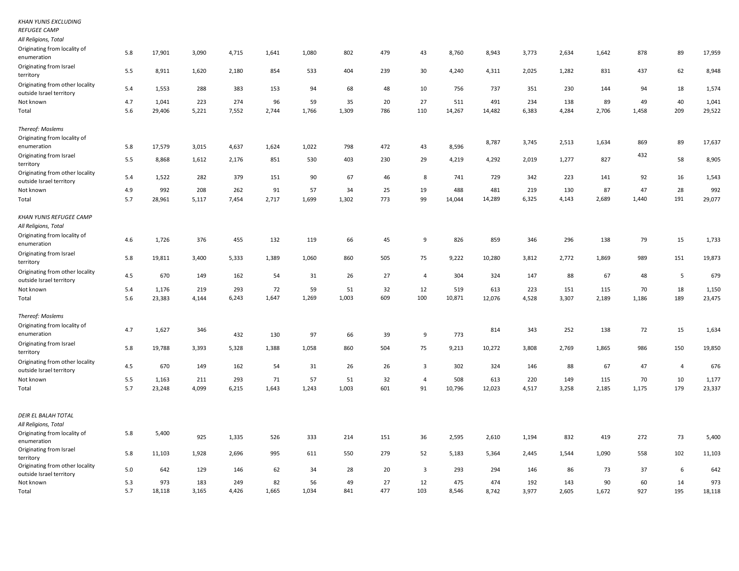| | | | | | | | | | | | | | | | | | |
|---|---|---|---|---|---|---|---|---|---|---|---|---|---|---|---|---|---|
| *KHAN YUNIS EXCLUDING REFUGEE CAMP* | | | | | | | | | | | | | | | | | |
| *All Religions, Total* | | | | | | | | | | | | | | | | | |
| Originating from locality of enumeration | 5.8 | 17,901 | 3,090 | 4,715 | 1,641 | 1,080 | 802 | 479 | 43 | 8,760 | 8,943 | 3,773 | 2,634 | 1,642 | 878 | 89 | 17,959 |
| Originating from Israel territory | 5.5 | 8,911 | 1,620 | 2,180 | 854 | 533 | 404 | 239 | 30 | 4,240 | 4,311 | 2,025 | 1,282 | 831 | 437 | 62 | 8,948 |
| Originating from other locality outside Israel territory | 5.4 | 1,553 | 288 | 383 | 153 | 94 | 68 | 48 | 10 | 756 | 737 | 351 | 230 | 144 | 94 | 18 | 1,574 |
| Not known | 4.7 | 1,041 | 223 | 274 | 96 | 59 | 35 | 20 | 27 | 511 | 491 | 234 | 138 | 89 | 49 | 40 | 1,041 |
| Total | 5.6 | 29,406 | 5,221 | 7,552 | 2,744 | 1,766 | 1,309 | 786 | 110 | 14,267 | 14,482 | 6,383 | 4,284 | 2,706 | 1,458 | 209 | 29,522 |
| *Thereof: Moslems* | | | | | | | | | | | | | | | | | |
| Originating from locality of enumeration | 5.8 | 17,579 | 3,015 | 4,637 | 1,624 | 1,022 | 798 | 472 | 43 | 8,596 | 8,787 | 3,745 | 2,513 | 1,634 | 869 | 89 | 17,637 |
| Originating from Israel territory | 5.5 | 8,868 | 1,612 | 2,176 | 851 | 530 | 403 | 230 | 29 | 4,219 | 4,292 | 2,019 | 1,277 | 827 | 432 | 58 | 8,905 |
| Originating from other locality outside Israel territory | 5.4 | 1,522 | 282 | 379 | 151 | 90 | 67 | 46 | 8 | 741 | 729 | 342 | 223 | 141 | 92 | 16 | 1,543 |
| Not known | 4.9 | 992 | 208 | 262 | 91 | 57 | 34 | 25 | 19 | 488 | 481 | 219 | 130 | 87 | 47 | 28 | 992 |
| Total | 5.7 | 28,961 | 5,117 | 7,454 | 2,717 | 1,699 | 1,302 | 773 | 99 | 14,044 | 14,289 | 6,325 | 4,143 | 2,689 | 1,440 | 191 | 29,077 |
| *KHAN YUNIS REFUGEE CAMP* | | | | | | | | | | | | | | | | | |
| *All Religions, Total* | | | | | | | | | | | | | | | | | |
| Originating from locality of enumeration | 4.6 | 1,726 | 376 | 455 | 132 | 119 | 66 | 45 | 9 | 826 | 859 | 346 | 296 | 138 | 79 | 15 | 1,733 |
| Originating from Israel territory | 5.8 | 19,811 | 3,400 | 5,333 | 1,389 | 1,060 | 860 | 505 | 75 | 9,222 | 10,280 | 3,812 | 2,772 | 1,869 | 989 | 151 | 19,873 |
| Originating from other locality outside Israel territory | 4.5 | 670 | 149 | 162 | 54 | 31 | 26 | 27 | 4 | 304 | 324 | 147 | 88 | 67 | 48 | 5 | 679 |
| Not known | 5.4 | 1,176 | 219 | 293 | 72 | 59 | 51 | 32 | 12 | 519 | 613 | 223 | 151 | 115 | 70 | 18 | 1,150 |
| Total | 5.6 | 23,383 | 4,144 | 6,243 | 1,647 | 1,269 | 1,003 | 609 | 100 | 10,871 | 12,076 | 4,528 | 3,307 | 2,189 | 1,186 | 189 | 23,475 |
| *Thereof: Moslems* | | | | | | | | | | | | | | | | | |
| Originating from locality of enumeration | 4.7 | 1,627 | 346 | 432 | 130 | 97 | 66 | 39 | 9 | 773 | 814 | 343 | 252 | 138 | 72 | 15 | 1,634 |
| Originating from Israel territory | 5.8 | 19,788 | 3,393 | 5,328 | 1,388 | 1,058 | 860 | 504 | 75 | 9,213 | 10,272 | 3,808 | 2,769 | 1,865 | 986 | 150 | 19,850 |
| Originating from other locality outside Israel territory | 4.5 | 670 | 149 | 162 | 54 | 31 | 26 | 26 | 3 | 302 | 324 | 146 | 88 | 67 | 47 | 4 | 676 |
| Not known | 5.5 | 1,163 | 211 | 293 | 71 | 57 | 51 | 32 | 4 | 508 | 613 | 220 | 149 | 115 | 70 | 10 | 1,177 |
| Total | 5.7 | 23,248 | 4,099 | 6,215 | 1,643 | 1,243 | 1,003 | 601 | 91 | 10,796 | 12,023 | 4,517 | 3,258 | 2,185 | 1,175 | 179 | 23,337 |
| *DEIR EL BALAH TOTAL* | | | | | | | | | | | | | | | | | |
| *All Religions, Total* | | | | | | | | | | | | | | | | | |
| Originating from locality of enumeration | 5.8 | 5,400 | 925 | 1,335 | 526 | 333 | 214 | 151 | 36 | 2,595 | 2,610 | 1,194 | 832 | 419 | 272 | 73 | 5,400 |
| Originating from Israel territory | 5.8 | 11,103 | 1,928 | 2,696 | 995 | 611 | 550 | 279 | 52 | 5,183 | 5,364 | 2,445 | 1,544 | 1,090 | 558 | 102 | 11,103 |
| Originating from other locality outside Israel territory | 5.0 | 642 | 129 | 146 | 62 | 34 | 28 | 20 | 3 | 293 | 294 | 146 | 86 | 73 | 37 | 6 | 642 |
| Not known | 5.3 | 973 | 183 | 249 | 82 | 56 | 49 | 27 | 12 | 475 | 474 | 192 | 143 | 90 | 60 | 14 | 973 |
| Total | 5.7 | 18,118 | 3,165 | 4,426 | 1,665 | 1,034 | 841 | 477 | 103 | 8,546 | 8,742 | 3,977 | 2,605 | 1,672 | 927 | 195 | 18,118 |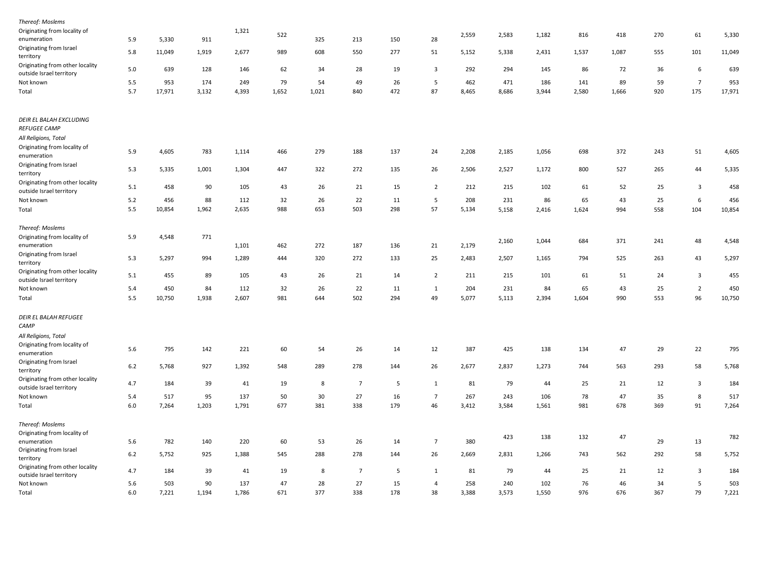| | | | | | | | | | | | | | | | | | |
|---|---|---|---|---|---|---|---|---|---|---|---|---|---|---|---|---|---|
| *Thereof: Moslems* | | | | | | | | | | | | | | | | | |
| Originating from locality of enumeration | 5.9 | 5,330 | 911 | 1,321 | 522 | 325 | 213 | 150 | 28 | 2,559 | 2,583 | 1,182 | 816 | 418 | 270 | 61 | 5,330 |
| Originating from Israel territory | 5.8 | 11,049 | 1,919 | 2,677 | 989 | 608 | 550 | 277 | 51 | 5,152 | 5,338 | 2,431 | 1,537 | 1,087 | 555 | 101 | 11,049 |
| Originating from other locality outside Israel territory | 5.0 | 639 | 128 | 146 | 62 | 34 | 28 | 19 | 3 | 292 | 294 | 145 | 86 | 72 | 36 | 6 | 639 |
| Not known | 5.5 | 953 | 174 | 249 | 79 | 54 | 49 | 26 | 5 | 462 | 471 | 186 | 141 | 89 | 59 | 7 | 953 |
| Total | 5.7 | 17,971 | 3,132 | 4,393 | 1,652 | 1,021 | 840 | 472 | 87 | 8,465 | 8,686 | 3,944 | 2,580 | 1,666 | 920 | 175 | 17,971 |
| *DEIR EL BALAH EXCLUDING REFUGEE CAMP* | | | | | | | | | | | | | | | | | |
| *All Religions, Total* | | | | | | | | | | | | | | | | | |
| Originating from locality of enumeration | 5.9 | 4,605 | 783 | 1,114 | 466 | 279 | 188 | 137 | 24 | 2,208 | 2,185 | 1,056 | 698 | 372 | 243 | 51 | 4,605 |
| Originating from Israel territory | 5.3 | 5,335 | 1,001 | 1,304 | 447 | 322 | 272 | 135 | 26 | 2,506 | 2,527 | 1,172 | 800 | 527 | 265 | 44 | 5,335 |
| Originating from other locality outside Israel territory | 5.1 | 458 | 90 | 105 | 43 | 26 | 21 | 15 | 2 | 212 | 215 | 102 | 61 | 52 | 25 | 3 | 458 |
| Not known | 5.2 | 456 | 88 | 112 | 32 | 26 | 22 | 11 | 5 | 208 | 231 | 86 | 65 | 43 | 25 | 6 | 456 |
| Total | 5.5 | 10,854 | 1,962 | 2,635 | 988 | 653 | 503 | 298 | 57 | 5,134 | 5,158 | 2,416 | 1,624 | 994 | 558 | 104 | 10,854 |
| *Thereof: Moslems* | | | | | | | | | | | | | | | | | |
| Originating from locality of enumeration | 5.9 | 4,548 | 771 | 1,101 | 462 | 272 | 187 | 136 | 21 | 2,179 | 2,160 | 1,044 | 684 | 371 | 241 | 48 | 4,548 |
| Originating from Israel territory | 5.3 | 5,297 | 994 | 1,289 | 444 | 320 | 272 | 133 | 25 | 2,483 | 2,507 | 1,165 | 794 | 525 | 263 | 43 | 5,297 |
| Originating from other locality outside Israel territory | 5.1 | 455 | 89 | 105 | 43 | 26 | 21 | 14 | 2 | 211 | 215 | 101 | 61 | 51 | 24 | 3 | 455 |
| Not known | 5.4 | 450 | 84 | 112 | 32 | 26 | 22 | 11 | 1 | 204 | 231 | 84 | 65 | 43 | 25 | 2 | 450 |
| Total | 5.5 | 10,750 | 1,938 | 2,607 | 981 | 644 | 502 | 294 | 49 | 5,077 | 5,113 | 2,394 | 1,604 | 990 | 553 | 96 | 10,750 |
| *DEIR EL BALAH REFUGEE CAMP* | | | | | | | | | | | | | | | | | |
| *All Religions, Total* | | | | | | | | | | | | | | | | | |
| Originating from locality of enumeration | 5.6 | 795 | 142 | 221 | 60 | 54 | 26 | 14 | 12 | 387 | 425 | 138 | 134 | 47 | 29 | 22 | 795 |
| Originating from Israel territory | 6.2 | 5,768 | 927 | 1,392 | 548 | 289 | 278 | 144 | 26 | 2,677 | 2,837 | 1,273 | 744 | 563 | 293 | 58 | 5,768 |
| Originating from other locality outside Israel territory | 4.7 | 184 | 39 | 41 | 19 | 8 | 7 | 5 | 1 | 81 | 79 | 44 | 25 | 21 | 12 | 3 | 184 |
| Not known | 5.4 | 517 | 95 | 137 | 50 | 30 | 27 | 16 | 7 | 267 | 243 | 106 | 78 | 47 | 35 | 8 | 517 |
| Total | 6.0 | 7,264 | 1,203 | 1,791 | 677 | 381 | 338 | 179 | 46 | 3,412 | 3,584 | 1,561 | 981 | 678 | 369 | 91 | 7,264 |
| *Thereof: Moslems* | | | | | | | | | | | | | | | | | |
| Originating from locality of enumeration | 5.6 | 782 | 140 | 220 | 60 | 53 | 26 | 14 | 7 | 380 | 423 | 138 | 132 | 47 | 29 | 13 | 782 |
| Originating from Israel territory | 6.2 | 5,752 | 925 | 1,388 | 545 | 288 | 278 | 144 | 26 | 2,669 | 2,831 | 1,266 | 743 | 562 | 292 | 58 | 5,752 |
| Originating from other locality outside Israel territory | 4.7 | 184 | 39 | 41 | 19 | 8 | 7 | 5 | 1 | 81 | 79 | 44 | 25 | 21 | 12 | 3 | 184 |
| Not known | 5.6 | 503 | 90 | 137 | 47 | 28 | 27 | 15 | 4 | 258 | 240 | 102 | 76 | 46 | 34 | 5 | 503 |
| Total | 6.0 | 7,221 | 1,194 | 1,786 | 671 | 377 | 338 | 178 | 38 | 3,388 | 3,573 | 1,550 | 976 | 676 | 367 | 79 | 7,221 |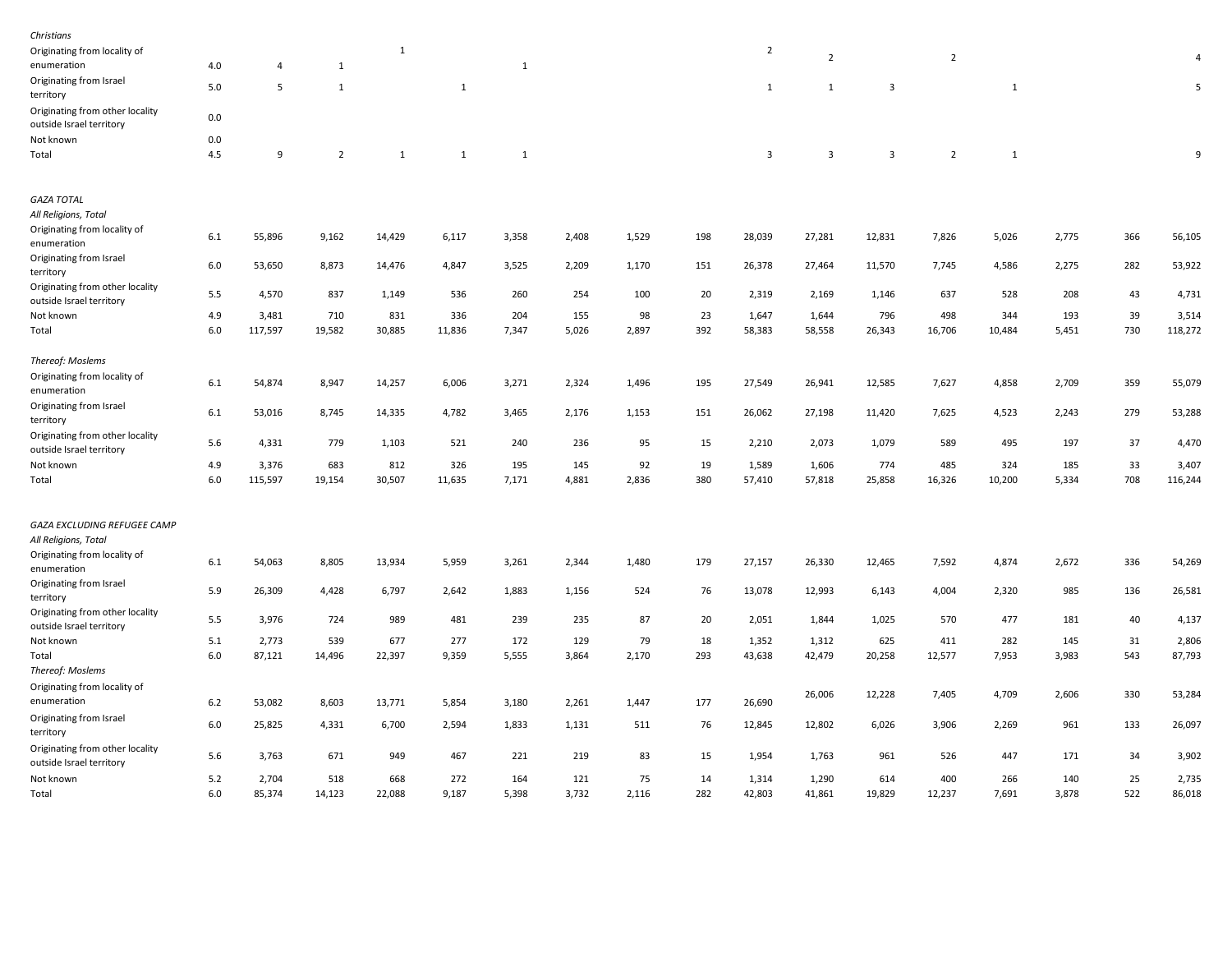| | | | | | | | | | | | | | | | | | |
|---|---|---|---|---|---|---|---|---|---|---|---|---|---|---|---|---|---|
| *Christians* | | | | | | | | | | | | | | | | | |
| Originating from locality of enumeration | 4.0 | 4 | 1 | 1 | | 1 | | | | 2 | 2 | | 2 | | | | 4 |
| Originating from Israel territory | 5.0 | 5 | 1 | | 1 | | | | | 1 | 1 | 3 | | 1 | | | 5 |
| Originating from other locality outside Israel territory | 0.0 | | | | | | | | | | | | | | | | |
| Not known | 0.0 | | | | | | | | | | | | | | | | |
| Total | 4.5 | 9 | 2 | 1 | 1 | 1 | | | | 3 | 3 | 3 | 2 | 1 | | | 9 |
| | | | | | | | | | | | | | | | | | |
| *GAZA TOTAL* | | | | | | | | | | | | | | | | | |
| *All Religions, Total* | | | | | | | | | | | | | | | | | |
| Originating from locality of enumeration | 6.1 | 55,896 | 9,162 | 14,429 | 6,117 | 3,358 | 2,408 | 1,529 | 198 | 28,039 | 27,281 | 12,831 | 7,826 | 5,026 | 2,775 | 366 | 56,105 |
| Originating from Israel territory | 6.0 | 53,650 | 8,873 | 14,476 | 4,847 | 3,525 | 2,209 | 1,170 | 151 | 26,378 | 27,464 | 11,570 | 7,745 | 4,586 | 2,275 | 282 | 53,922 |
| Originating from other locality outside Israel territory | 5.5 | 4,570 | 837 | 1,149 | 536 | 260 | 254 | 100 | 20 | 2,319 | 2,169 | 1,146 | 637 | 528 | 208 | 43 | 4,731 |
| Not known | 4.9 | 3,481 | 710 | 831 | 336 | 204 | 155 | 98 | 23 | 1,647 | 1,644 | 796 | 498 | 344 | 193 | 39 | 3,514 |
| Total | 6.0 | 117,597 | 19,582 | 30,885 | 11,836 | 7,347 | 5,026 | 2,897 | 392 | 58,383 | 58,558 | 26,343 | 16,706 | 10,484 | 5,451 | 730 | 118,272 |
| *Thereof: Moslems* | | | | | | | | | | | | | | | | | |
| Originating from locality of enumeration | 6.1 | 54,874 | 8,947 | 14,257 | 6,006 | 3,271 | 2,324 | 1,496 | 195 | 27,549 | 26,941 | 12,585 | 7,627 | 4,858 | 2,709 | 359 | 55,079 |
| Originating from Israel territory | 6.1 | 53,016 | 8,745 | 14,335 | 4,782 | 3,465 | 2,176 | 1,153 | 151 | 26,062 | 27,198 | 11,420 | 7,625 | 4,523 | 2,243 | 279 | 53,288 |
| Originating from other locality outside Israel territory | 5.6 | 4,331 | 779 | 1,103 | 521 | 240 | 236 | 95 | 15 | 2,210 | 2,073 | 1,079 | 589 | 495 | 197 | 37 | 4,470 |
| Not known | 4.9 | 3,376 | 683 | 812 | 326 | 195 | 145 | 92 | 19 | 1,589 | 1,606 | 774 | 485 | 324 | 185 | 33 | 3,407 |
| Total | 6.0 | 115,597 | 19,154 | 30,507 | 11,635 | 7,171 | 4,881 | 2,836 | 380 | 57,410 | 57,818 | 25,858 | 16,326 | 10,200 | 5,334 | 708 | 116,244 |
| | | | | | | | | | | | | | | | | | |
| *GAZA EXCLUDING REFUGEE CAMP* | | | | | | | | | | | | | | | | | |
| *All Religions, Total* | | | | | | | | | | | | | | | | | |
| Originating from locality of enumeration | 6.1 | 54,063 | 8,805 | 13,934 | 5,959 | 3,261 | 2,344 | 1,480 | 179 | 27,157 | 26,330 | 12,465 | 7,592 | 4,874 | 2,672 | 336 | 54,269 |
| Originating from Israel territory | 5.9 | 26,309 | 4,428 | 6,797 | 2,642 | 1,883 | 1,156 | 524 | 76 | 13,078 | 12,993 | 6,143 | 4,004 | 2,320 | 985 | 136 | 26,581 |
| Originating from other locality outside Israel territory | 5.5 | 3,976 | 724 | 989 | 481 | 239 | 235 | 87 | 20 | 2,051 | 1,844 | 1,025 | 570 | 477 | 181 | 40 | 4,137 |
| Not known | 5.1 | 2,773 | 539 | 677 | 277 | 172 | 129 | 79 | 18 | 1,352 | 1,312 | 625 | 411 | 282 | 145 | 31 | 2,806 |
| Total | 6.0 | 87,121 | 14,496 | 22,397 | 9,359 | 5,555 | 3,864 | 2,170 | 293 | 43,638 | 42,479 | 20,258 | 12,577 | 7,953 | 3,983 | 543 | 87,793 |
| *Thereof: Moslems* | | | | | | | | | | | | | | | | | |
| Originating from locality of enumeration | 6.2 | 53,082 | 8,603 | 13,771 | 5,854 | 3,180 | 2,261 | 1,447 | 177 | 26,690 | 26,006 | 12,228 | 7,405 | 4,709 | 2,606 | 330 | 53,284 |
| Originating from Israel territory | 6.0 | 25,825 | 4,331 | 6,700 | 2,594 | 1,833 | 1,131 | 511 | 76 | 12,845 | 12,802 | 6,026 | 3,906 | 2,269 | 961 | 133 | 26,097 |
| Originating from other locality outside Israel territory | 5.6 | 3,763 | 671 | 949 | 467 | 221 | 219 | 83 | 15 | 1,954 | 1,763 | 961 | 526 | 447 | 171 | 34 | 3,902 |
| Not known | 5.2 | 2,704 | 518 | 668 | 272 | 164 | 121 | 75 | 14 | 1,314 | 1,290 | 614 | 400 | 266 | 140 | 25 | 2,735 |
| Total | 6.0 | 85,374 | 14,123 | 22,088 | 9,187 | 5,398 | 3,732 | 2,116 | 282 | 42,803 | 41,861 | 19,829 | 12,237 | 7,691 | 3,878 | 522 | 86,018 |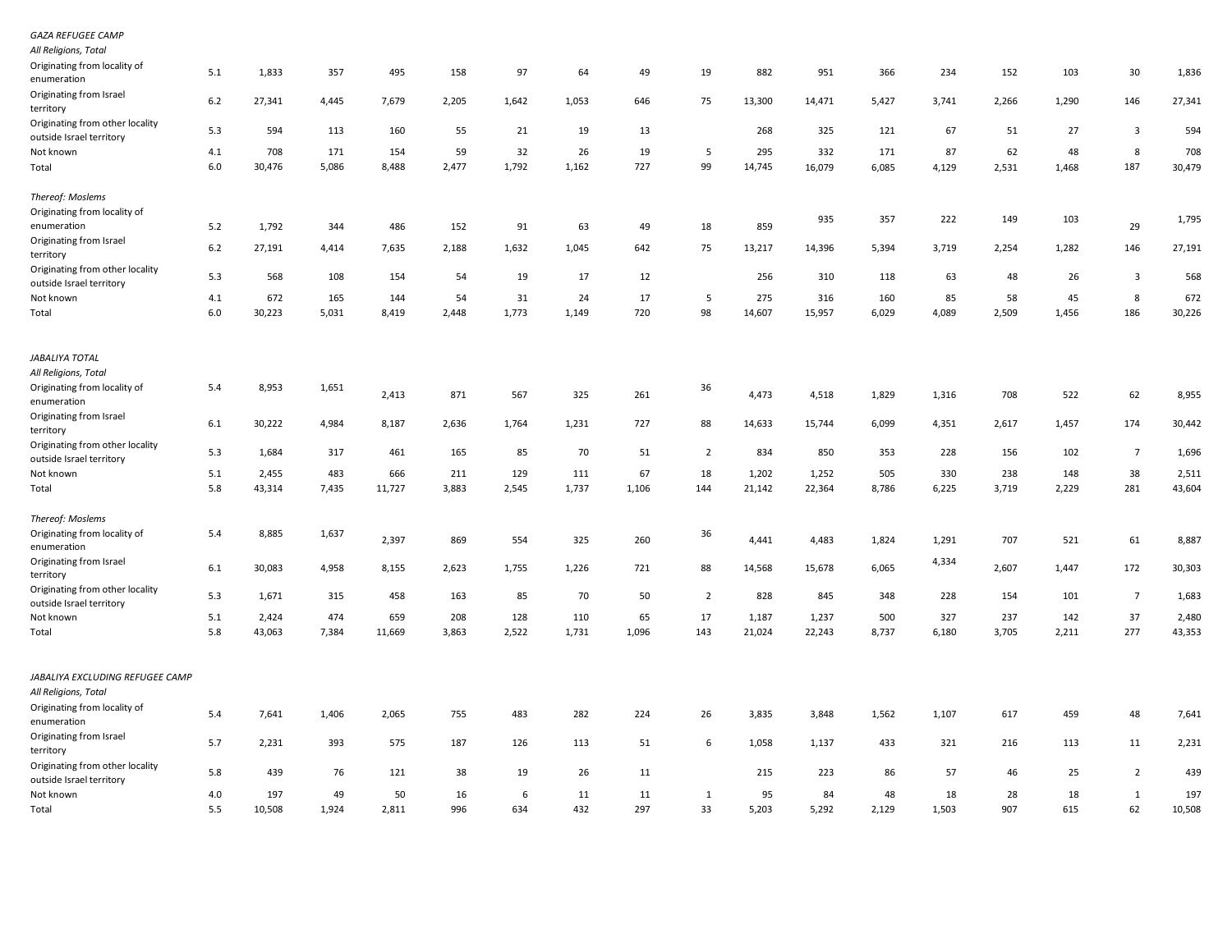| | | | | | | | | | | | | | | | | | |
|---|---|---|---|---|---|---|---|---|---|---|---|---|---|---|---|---|---|
| *GAZA REFUGEE CAMP* | | | | | | | | | | | | | | | | | |
| *All Religions, Total* | | | | | | | | | | | | | | | | | |
| Originating from locality of enumeration | 5.1 | 1,833 | 357 | 495 | 158 | 97 | 64 | 49 | 19 | 882 | 951 | 366 | 234 | 152 | 103 | 30 | 1,836 |
| Originating from Israel territory | 6.2 | 27,341 | 4,445 | 7,679 | 2,205 | 1,642 | 1,053 | 646 | 75 | 13,300 | 14,471 | 5,427 | 3,741 | 2,266 | 1,290 | 146 | 27,341 |
| Originating from other locality outside Israel territory | 5.3 | 594 | 113 | 160 | 55 | 21 | 19 | 13 | | 268 | 325 | 121 | 67 | 51 | 27 | 3 | 594 |
| Not known | 4.1 | 708 | 171 | 154 | 59 | 32 | 26 | 19 | 5 | 295 | 332 | 171 | 87 | 62 | 48 | 8 | 708 |
| Total | 6.0 | 30,476 | 5,086 | 8,488 | 2,477 | 1,792 | 1,162 | 727 | 99 | 14,745 | 16,079 | 6,085 | 4,129 | 2,531 | 1,468 | 187 | 30,479 |
| *Thereof: Moslems* | | | | | | | | | | | | | | | | | |
| Originating from locality of enumeration | 5.2 | 1,792 | 344 | 486 | 152 | 91 | 63 | 49 | 18 | 859 | 935 | 357 | 222 | 149 | 103 | 29 | 1,795 |
| Originating from Israel territory | 6.2 | 27,191 | 4,414 | 7,635 | 2,188 | 1,632 | 1,045 | 642 | 75 | 13,217 | 14,396 | 5,394 | 3,719 | 2,254 | 1,282 | 146 | 27,191 |
| Originating from other locality outside Israel territory | 5.3 | 568 | 108 | 154 | 54 | 19 | 17 | 12 | | 256 | 310 | 118 | 63 | 48 | 26 | 3 | 568 |
| Not known | 4.1 | 672 | 165 | 144 | 54 | 31 | 24 | 17 | 5 | 275 | 316 | 160 | 85 | 58 | 45 | 8 | 672 |
| Total | 6.0 | 30,223 | 5,031 | 8,419 | 2,448 | 1,773 | 1,149 | 720 | 98 | 14,607 | 15,957 | 6,029 | 4,089 | 2,509 | 1,456 | 186 | 30,226 |
| *JABALIYA TOTAL* | | | | | | | | | | | | | | | | | |
| *All Religions, Total* | | | | | | | | | | | | | | | | | |
| Originating from locality of enumeration | 5.4 | 8,953 | 1,651 | 2,413 | 871 | 567 | 325 | 261 | 36 | 4,473 | 4,518 | 1,829 | 1,316 | 708 | 522 | 62 | 8,955 |
| Originating from Israel territory | 6.1 | 30,222 | 4,984 | 8,187 | 2,636 | 1,764 | 1,231 | 727 | 88 | 14,633 | 15,744 | 6,099 | 4,351 | 2,617 | 1,457 | 174 | 30,442 |
| Originating from other locality outside Israel territory | 5.3 | 1,684 | 317 | 461 | 165 | 85 | 70 | 51 | 2 | 834 | 850 | 353 | 228 | 156 | 102 | 7 | 1,696 |
| Not known | 5.1 | 2,455 | 483 | 666 | 211 | 129 | 111 | 67 | 18 | 1,202 | 1,252 | 505 | 330 | 238 | 148 | 38 | 2,511 |
| Total | 5.8 | 43,314 | 7,435 | 11,727 | 3,883 | 2,545 | 1,737 | 1,106 | 144 | 21,142 | 22,364 | 8,786 | 6,225 | 3,719 | 2,229 | 281 | 43,604 |
| *Thereof: Moslems* | | | | | | | | | | | | | | | | | |
| Originating from locality of enumeration | 5.4 | 8,885 | 1,637 | 2,397 | 869 | 554 | 325 | 260 | 36 | 4,441 | 4,483 | 1,824 | 1,291 | 707 | 521 | 61 | 8,887 |
| Originating from Israel territory | 6.1 | 30,083 | 4,958 | 8,155 | 2,623 | 1,755 | 1,226 | 721 | 88 | 14,568 | 15,678 | 6,065 | 4,334 | 2,607 | 1,447 | 172 | 30,303 |
| Originating from other locality outside Israel territory | 5.3 | 1,671 | 315 | 458 | 163 | 85 | 70 | 50 | 2 | 828 | 845 | 348 | 228 | 154 | 101 | 7 | 1,683 |
| Not known | 5.1 | 2,424 | 474 | 659 | 208 | 128 | 110 | 65 | 17 | 1,187 | 1,237 | 500 | 327 | 237 | 142 | 37 | 2,480 |
| Total | 5.8 | 43,063 | 7,384 | 11,669 | 3,863 | 2,522 | 1,731 | 1,096 | 143 | 21,024 | 22,243 | 8,737 | 6,180 | 3,705 | 2,211 | 277 | 43,353 |
| *JABALIYA EXCLUDING REFUGEE CAMP* | | | | | | | | | | | | | | | | | |
| *All Religions, Total* | | | | | | | | | | | | | | | | | |
| Originating from locality of enumeration | 5.4 | 7,641 | 1,406 | 2,065 | 755 | 483 | 282 | 224 | 26 | 3,835 | 3,848 | 1,562 | 1,107 | 617 | 459 | 48 | 7,641 |
| Originating from Israel territory | 5.7 | 2,231 | 393 | 575 | 187 | 126 | 113 | 51 | 6 | 1,058 | 1,137 | 433 | 321 | 216 | 113 | 11 | 2,231 |
| Originating from other locality outside Israel territory | 5.8 | 439 | 76 | 121 | 38 | 19 | 26 | 11 | | 215 | 223 | 86 | 57 | 46 | 25 | 2 | 439 |
| Not known | 4.0 | 197 | 49 | 50 | 16 | 6 | 11 | 11 | 1 | 95 | 84 | 48 | 18 | 28 | 18 | 1 | 197 |
| Total | 5.5 | 10,508 | 1,924 | 2,811 | 996 | 634 | 432 | 297 | 33 | 5,203 | 5,292 | 2,129 | 1,503 | 907 | 615 | 62 | 10,508 |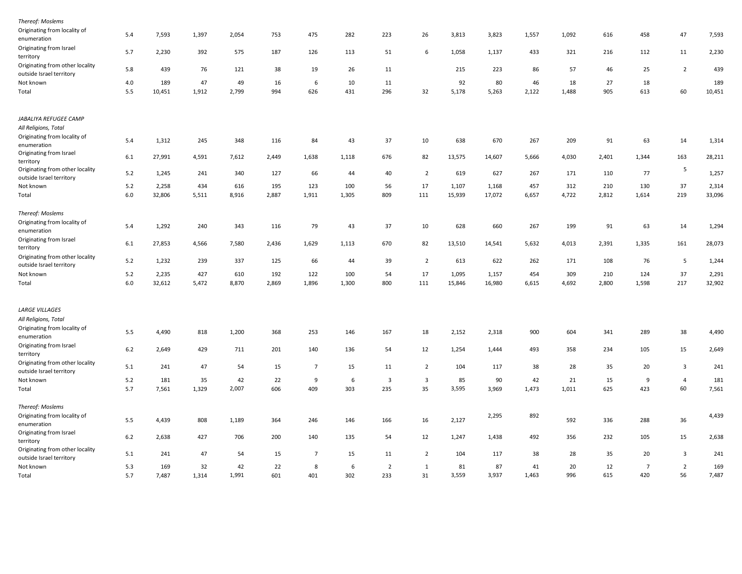| | | | | | | | | | | | | | | | | | |
|---|---|---|---|---|---|---|---|---|---|---|---|---|---|---|---|---|---|
| *Thereof: Moslems* | | | | | | | | | | | | | | | | | |
| Originating from locality of enumeration | 5.4 | 7,593 | 1,397 | 2,054 | 753 | 475 | 282 | 223 | 26 | 3,813 | 3,823 | 1,557 | 1,092 | 616 | 458 | 47 | 7,593 |
| Originating from Israel territory | 5.7 | 2,230 | 392 | 575 | 187 | 126 | 113 | 51 | 6 | 1,058 | 1,137 | 433 | 321 | 216 | 112 | 11 | 2,230 |
| Originating from other locality outside Israel territory | 5.8 | 439 | 76 | 121 | 38 | 19 | 26 | 11 | | 215 | 223 | 86 | 57 | 46 | 25 | 2 | 439 |
| Not known | 4.0 | 189 | 47 | 49 | 16 | 6 | 10 | 11 | | 92 | 80 | 46 | 18 | 27 | 18 | | 189 |
| Total | 5.5 | 10,451 | 1,912 | 2,799 | 994 | 626 | 431 | 296 | 32 | 5,178 | 5,263 | 2,122 | 1,488 | 905 | 613 | 60 | 10,451 |
| | | | | | | | | | | | | | | | | | |
| *JABALIYA REFUGEE CAMP* | | | | | | | | | | | | | | | | | |
| *All Religions, Total* | | | | | | | | | | | | | | | | | |
| Originating from locality of enumeration | 5.4 | 1,312 | 245 | 348 | 116 | 84 | 43 | 37 | 10 | 638 | 670 | 267 | 209 | 91 | 63 | 14 | 1,314 |
| Originating from Israel territory | 6.1 | 27,991 | 4,591 | 7,612 | 2,449 | 1,638 | 1,118 | 676 | 82 | 13,575 | 14,607 | 5,666 | 4,030 | 2,401 | 1,344 | 163 | 28,211 |
| Originating from other locality outside Israel territory | 5.2 | 1,245 | 241 | 340 | 127 | 66 | 44 | 40 | 2 | 619 | 627 | 267 | 171 | 110 | 77 | 5 | 1,257 |
| Not known | 5.2 | 2,258 | 434 | 616 | 195 | 123 | 100 | 56 | 17 | 1,107 | 1,168 | 457 | 312 | 210 | 130 | 37 | 2,314 |
| Total | 6.0 | 32,806 | 5,511 | 8,916 | 2,887 | 1,911 | 1,305 | 809 | 111 | 15,939 | 17,072 | 6,657 | 4,722 | 2,812 | 1,614 | 219 | 33,096 |
| | | | | | | | | | | | | | | | | | |
| *Thereof: Moslems* | | | | | | | | | | | | | | | | | |
| Originating from locality of enumeration | 5.4 | 1,292 | 240 | 343 | 116 | 79 | 43 | 37 | 10 | 628 | 660 | 267 | 199 | 91 | 63 | 14 | 1,294 |
| Originating from Israel territory | 6.1 | 27,853 | 4,566 | 7,580 | 2,436 | 1,629 | 1,113 | 670 | 82 | 13,510 | 14,541 | 5,632 | 4,013 | 2,391 | 1,335 | 161 | 28,073 |
| Originating from other locality outside Israel territory | 5.2 | 1,232 | 239 | 337 | 125 | 66 | 44 | 39 | 2 | 613 | 622 | 262 | 171 | 108 | 76 | 5 | 1,244 |
| Not known | 5.2 | 2,235 | 427 | 610 | 192 | 122 | 100 | 54 | 17 | 1,095 | 1,157 | 454 | 309 | 210 | 124 | 37 | 2,291 |
| Total | 6.0 | 32,612 | 5,472 | 8,870 | 2,869 | 1,896 | 1,300 | 800 | 111 | 15,846 | 16,980 | 6,615 | 4,692 | 2,800 | 1,598 | 217 | 32,902 |
| | | | | | | | | | | | | | | | | | |
| *LARGE VILLAGES* | | | | | | | | | | | | | | | | | |
| *All Religions, Total* | | | | | | | | | | | | | | | | | |
| Originating from locality of enumeration | 5.5 | 4,490 | 818 | 1,200 | 368 | 253 | 146 | 167 | 18 | 2,152 | 2,318 | 900 | 604 | 341 | 289 | 38 | 4,490 |
| Originating from Israel territory | 6.2 | 2,649 | 429 | 711 | 201 | 140 | 136 | 54 | 12 | 1,254 | 1,444 | 493 | 358 | 234 | 105 | 15 | 2,649 |
| Originating from other locality outside Israel territory | 5.1 | 241 | 47 | 54 | 15 | 7 | 15 | 11 | 2 | 104 | 117 | 38 | 28 | 35 | 20 | 3 | 241 |
| Not known | 5.2 | 181 | 35 | 42 | 22 | 9 | 6 | 3 | 3 | 85 | 90 | 42 | 21 | 15 | 9 | 4 | 181 |
| Total | 5.7 | 7,561 | 1,329 | 2,007 | 606 | 409 | 303 | 235 | 35 | 3,595 | 3,969 | 1,473 | 1,011 | 625 | 423 | 60 | 7,561 |
| | | | | | | | | | | | | | | | | | |
| *Thereof: Moslems* | | | | | | | | | | | | | | | | | |
| Originating from locality of enumeration | 5.5 | 4,439 | 808 | 1,189 | 364 | 246 | 146 | 166 | 16 | 2,127 | 2,295 | 892 | 592 | 336 | 288 | 36 | 4,439 |
| Originating from Israel territory | 6.2 | 2,638 | 427 | 706 | 200 | 140 | 135 | 54 | 12 | 1,247 | 1,438 | 492 | 356 | 232 | 105 | 15 | 2,638 |
| Originating from other locality outside Israel territory | 5.1 | 241 | 47 | 54 | 15 | 7 | 15 | 11 | 2 | 104 | 117 | 38 | 28 | 35 | 20 | 3 | 241 |
| Not known | 5.3 | 169 | 32 | 42 | 22 | 8 | 6 | 2 | 1 | 81 | 87 | 41 | 20 | 12 | 7 | 2 | 169 |
| Total | 5.7 | 7,487 | 1,314 | 1,991 | 601 | 401 | 302 | 233 | 31 | 3,559 | 3,937 | 1,463 | 996 | 615 | 420 | 56 | 7,487 |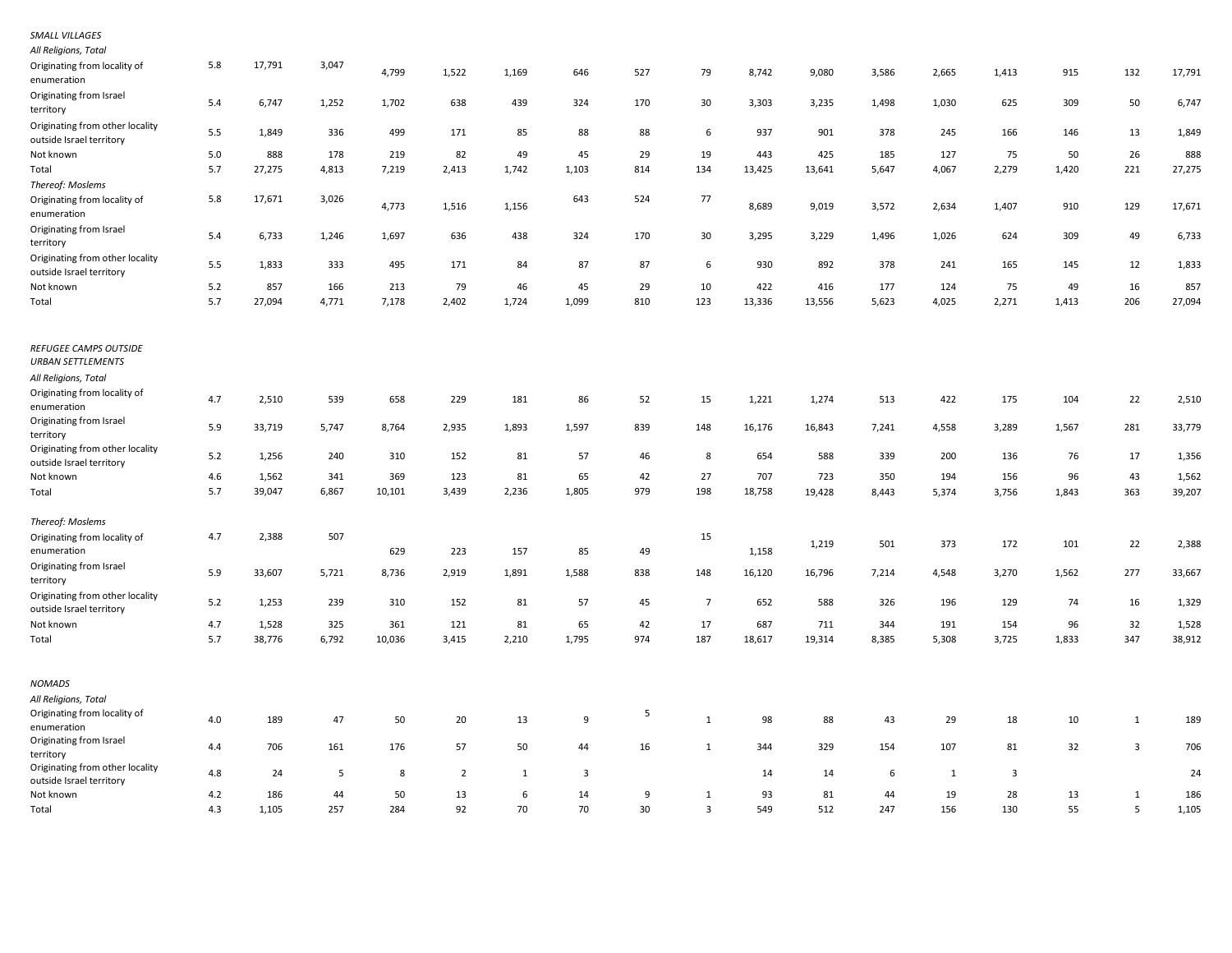| | | | | | | | | | | | | | | | | | |
|---|---|---|---|---|---|---|---|---|---|---|---|---|---|---|---|---|---|
| *SMALL VILLAGES* | | | | | | | | | | | | | | | | | |
| *All Religions, Total* | | | | | | | | | | | | | | | | | |
| Originating from locality of enumeration | 5.8 | 17,791 | 3,047 | 4,799 | 1,522 | 1,169 | 646 | 527 | 79 | 8,742 | 9,080 | 3,586 | 2,665 | 1,413 | 915 | 132 | 17,791 |
| Originating from Israel territory | 5.4 | 6,747 | 1,252 | 1,702 | 638 | 439 | 324 | 170 | 30 | 3,303 | 3,235 | 1,498 | 1,030 | 625 | 309 | 50 | 6,747 |
| Originating from other locality outside Israel territory | 5.5 | 1,849 | 336 | 499 | 171 | 85 | 88 | 88 | 6 | 937 | 901 | 378 | 245 | 166 | 146 | 13 | 1,849 |
| Not known | 5.0 | 888 | 178 | 219 | 82 | 49 | 45 | 29 | 19 | 443 | 425 | 185 | 127 | 75 | 50 | 26 | 888 |
| Total | 5.7 | 27,275 | 4,813 | 7,219 | 2,413 | 1,742 | 1,103 | 814 | 134 | 13,425 | 13,641 | 5,647 | 4,067 | 2,279 | 1,420 | 221 | 27,275 |
| *Thereof: Moslems* | | | | | | | | | | | | | | | | | |
| Originating from locality of enumeration | 5.8 | 17,671 | 3,026 | 4,773 | 1,516 | 1,156 | 643 | 524 | 77 | 8,689 | 9,019 | 3,572 | 2,634 | 1,407 | 910 | 129 | 17,671 |
| Originating from Israel territory | 5.4 | 6,733 | 1,246 | 1,697 | 636 | 438 | 324 | 170 | 30 | 3,295 | 3,229 | 1,496 | 1,026 | 624 | 309 | 49 | 6,733 |
| Originating from other locality outside Israel territory | 5.5 | 1,833 | 333 | 495 | 171 | 84 | 87 | 87 | 6 | 930 | 892 | 378 | 241 | 165 | 145 | 12 | 1,833 |
| Not known | 5.2 | 857 | 166 | 213 | 79 | 46 | 45 | 29 | 10 | 422 | 416 | 177 | 124 | 75 | 49 | 16 | 857 |
| Total | 5.7 | 27,094 | 4,771 | 7,178 | 2,402 | 1,724 | 1,099 | 810 | 123 | 13,336 | 13,556 | 5,623 | 4,025 | 2,271 | 1,413 | 206 | 27,094 |
| *REFUGEE CAMPS OUTSIDE URBAN SETTLEMENTS* | | | | | | | | | | | | | | | | | |
| *All Religions, Total* | | | | | | | | | | | | | | | | | |
| Originating from locality of enumeration | 4.7 | 2,510 | 539 | 658 | 229 | 181 | 86 | 52 | 15 | 1,221 | 1,274 | 513 | 422 | 175 | 104 | 22 | 2,510 |
| Originating from Israel territory | 5.9 | 33,719 | 5,747 | 8,764 | 2,935 | 1,893 | 1,597 | 839 | 148 | 16,176 | 16,843 | 7,241 | 4,558 | 3,289 | 1,567 | 281 | 33,779 |
| Originating from other locality outside Israel territory | 5.2 | 1,256 | 240 | 310 | 152 | 81 | 57 | 46 | 8 | 654 | 588 | 339 | 200 | 136 | 76 | 17 | 1,356 |
| Not known | 4.6 | 1,562 | 341 | 369 | 123 | 81 | 65 | 42 | 27 | 707 | 723 | 350 | 194 | 156 | 96 | 43 | 1,562 |
| Total | 5.7 | 39,047 | 6,867 | 10,101 | 3,439 | 2,236 | 1,805 | 979 | 198 | 18,758 | 19,428 | 8,443 | 5,374 | 3,756 | 1,843 | 363 | 39,207 |
| *Thereof: Moslems* | | | | | | | | | | | | | | | | | |
| Originating from locality of enumeration | 4.7 | 2,388 | 507 | 629 | 223 | 157 | 85 | 49 | 15 | 1,158 | 1,219 | 501 | 373 | 172 | 101 | 22 | 2,388 |
| Originating from Israel territory | 5.9 | 33,607 | 5,721 | 8,736 | 2,919 | 1,891 | 1,588 | 838 | 148 | 16,120 | 16,796 | 7,214 | 4,548 | 3,270 | 1,562 | 277 | 33,667 |
| Originating from other locality outside Israel territory | 5.2 | 1,253 | 239 | 310 | 152 | 81 | 57 | 45 | 7 | 652 | 588 | 326 | 196 | 129 | 74 | 16 | 1,329 |
| Not known | 4.7 | 1,528 | 325 | 361 | 121 | 81 | 65 | 42 | 17 | 687 | 711 | 344 | 191 | 154 | 96 | 32 | 1,528 |
| Total | 5.7 | 38,776 | 6,792 | 10,036 | 3,415 | 2,210 | 1,795 | 974 | 187 | 18,617 | 19,314 | 8,385 | 5,308 | 3,725 | 1,833 | 347 | 38,912 |
| *NOMADS* | | | | | | | | | | | | | | | | | |
| *All Religions, Total* | | | | | | | | | | | | | | | | | |
| Originating from locality of enumeration | 4.0 | 189 | 47 | 50 | 20 | 13 | 9 | 5 | 1 | 98 | 88 | 43 | 29 | 18 | 10 | 1 | 189 |
| Originating from Israel territory | 4.4 | 706 | 161 | 176 | 57 | 50 | 44 | 16 | 1 | 344 | 329 | 154 | 107 | 81 | 32 | 3 | 706 |
| Originating from other locality outside Israel territory | 4.8 | 24 | 5 | 8 | 2 | 1 | 3 | | | 14 | 14 | 6 | 1 | 3 | | | 24 |
| Not known | 4.2 | 186 | 44 | 50 | 13 | 6 | 14 | 9 | 1 | 93 | 81 | 44 | 19 | 28 | 13 | 1 | 186 |
| Total | 4.3 | 1,105 | 257 | 284 | 92 | 70 | 70 | 30 | 3 | 549 | 512 | 247 | 156 | 130 | 55 | 5 | 1,105 |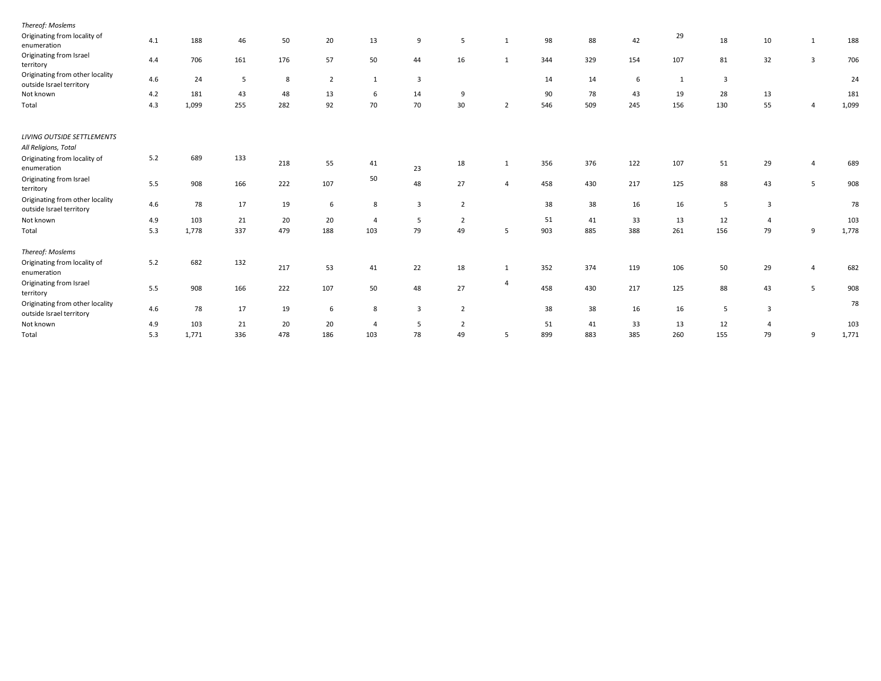| | | | | | | | | | | | | | | | | | |
|---|---|---|---|---|---|---|---|---|---|---|---|---|---|---|---|---|---|
| *Thereof: Moslems* | | | | | | | | | | | | | | | | | |
| Originating from locality of enumeration | 4.1 | 188 | 46 | 50 | 20 | 13 | 9 | 5 | 1 | 98 | 88 | 42 | 29 | 18 | 10 | 1 | 188 |
| Originating from Israel territory | 4.4 | 706 | 161 | 176 | 57 | 50 | 44 | 16 | 1 | 344 | 329 | 154 | 107 | 81 | 32 | 3 | 706 |
| Originating from other locality outside Israel territory | 4.6 | 24 | 5 | 8 | 2 | 1 | 3 | | | 14 | 14 | 6 | 1 | 3 | | | 24 |
| Not known | 4.2 | 181 | 43 | 48 | 13 | 6 | 14 | 9 | | 90 | 78 | 43 | 19 | 28 | 13 | | 181 |
| Total | 4.3 | 1,099 | 255 | 282 | 92 | 70 | 70 | 30 | 2 | 546 | 509 | 245 | 156 | 130 | 55 | 4 | 1,099 |
| *LIVING OUTSIDE SETTLEMENTS* | | | | | | | | | | | | | | | | | |
| *All Religions, Total* | | | | | | | | | | | | | | | | | |
| Originating from locality of enumeration | 5.2 | 689 | 133 | 218 | 55 | 41 | 23 | 18 | 1 | 356 | 376 | 122 | 107 | 51 | 29 | 4 | 689 |
| Originating from Israel territory | 5.5 | 908 | 166 | 222 | 107 | 50 | 48 | 27 | 4 | 458 | 430 | 217 | 125 | 88 | 43 | 5 | 908 |
| Originating from other locality outside Israel territory | 4.6 | 78 | 17 | 19 | 6 | 8 | 3 | 2 | | 38 | 38 | 16 | 16 | 5 | 3 | | 78 |
| Not known | 4.9 | 103 | 21 | 20 | 20 | 4 | 5 | 2 | | 51 | 41 | 33 | 13 | 12 | 4 | | 103 |
| Total | 5.3 | 1,778 | 337 | 479 | 188 | 103 | 79 | 49 | 5 | 903 | 885 | 388 | 261 | 156 | 79 | 9 | 1,778 |
| *Thereof: Moslems* | | | | | | | | | | | | | | | | | |
| Originating from locality of enumeration | 5.2 | 682 | 132 | 217 | 53 | 41 | 22 | 18 | 1 | 352 | 374 | 119 | 106 | 50 | 29 | 4 | 682 |
| Originating from Israel territory | 5.5 | 908 | 166 | 222 | 107 | 50 | 48 | 27 | 4 | 458 | 430 | 217 | 125 | 88 | 43 | 5 | 908 |
| Originating from other locality outside Israel territory | 4.6 | 78 | 17 | 19 | 6 | 8 | 3 | 2 | | 38 | 38 | 16 | 16 | 5 | 3 | | 78 |
| Not known | 4.9 | 103 | 21 | 20 | 20 | 4 | 5 | 2 | | 51 | 41 | 33 | 13 | 12 | 4 | | 103 |
| Total | 5.3 | 1,771 | 336 | 478 | 186 | 103 | 78 | 49 | 5 | 899 | 883 | 385 | 260 | 155 | 79 | 9 | 1,771 |